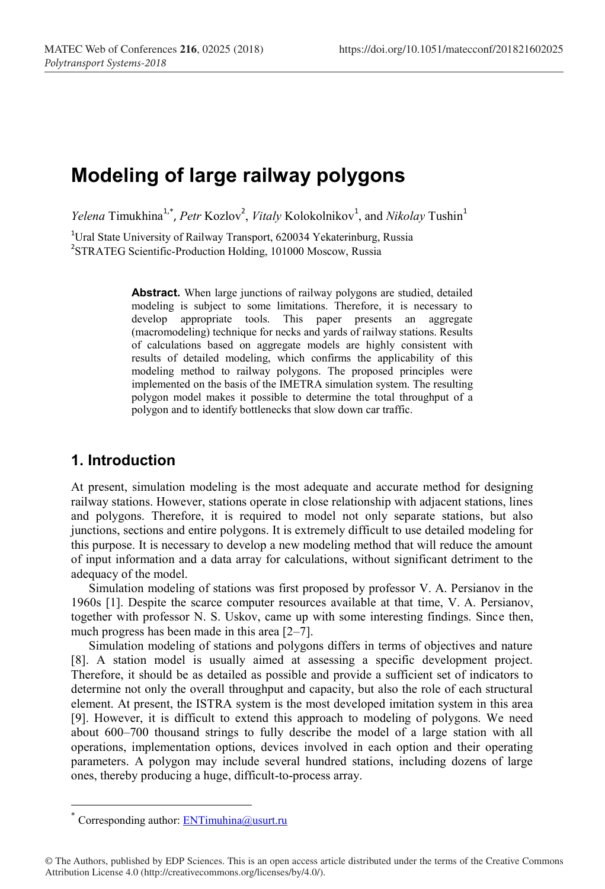# Modeling of large railway polygons

*Yelena* Timukhina[1,*], *Petr* Kozlov[2], *Vitaly* Kolokolnikov[1], and *Nikolay* Tushin[1]

[1]Ural State University of Railway Transport, 620034 Yekaterinburg, Russia
[2]STRATEG Scientific-Production Holding, 101000 Moscow, Russia

**Abstract.** When large junctions of railway polygons are studied, detailed modeling is subject to some limitations. Therefore, it is necessary to develop appropriate tools. This paper presents an aggregate (macromodeling) technique for necks and yards of railway stations. Results of calculations based on aggregate models are highly consistent with results of detailed modeling, which confirms the applicability of this modeling method to railway polygons. The proposed principles were implemented on the basis of the IMETRA simulation system. The resulting polygon model makes it possible to determine the total throughput of a polygon and to identify bottlenecks that slow down car traffic.

## 1. Introduction

At present, simulation modeling is the most adequate and accurate method for designing railway stations. However, stations operate in close relationship with adjacent stations, lines and polygons. Therefore, it is required to model not only separate stations, but also junctions, sections and entire polygons. It is extremely difficult to use detailed modeling for this purpose. It is necessary to develop a new modeling method that will reduce the amount of input information and a data array for calculations, without significant detriment to the adequacy of the model.

Simulation modeling of stations was first proposed by professor V. A. Persianov in the 1960s [1]. Despite the scarce computer resources available at that time, V. A. Persianov, together with professor N. S. Uskov, came up with some interesting findings. Since then, much progress has been made in this area [2–7].

Simulation modeling of stations and polygons differs in terms of objectives and nature [8]. A station model is usually aimed at assessing a specific development project. Therefore, it should be as detailed as possible and provide a sufficient set of indicators to determine not only the overall throughput and capacity, but also the role of each structural element. At present, the ISTRA system is the most developed imitation system in this area [9]. However, it is difficult to extend this approach to modeling of polygons. We need about 600–700 thousand strings to fully describe the model of a large station with all operations, implementation options, devices involved in each option and their operating parameters. A polygon may include several hundred stations, including dozens of large ones, thereby producing a huge, difficult-to-process array.

[*] Corresponding author: ENTimuhina@usurt.ru

© The Authors, published by EDP Sciences. This is an open access article distributed under the terms of the Creative Commons Attribution License 4.0 (http://creativecommons.org/licenses/by/4.0/).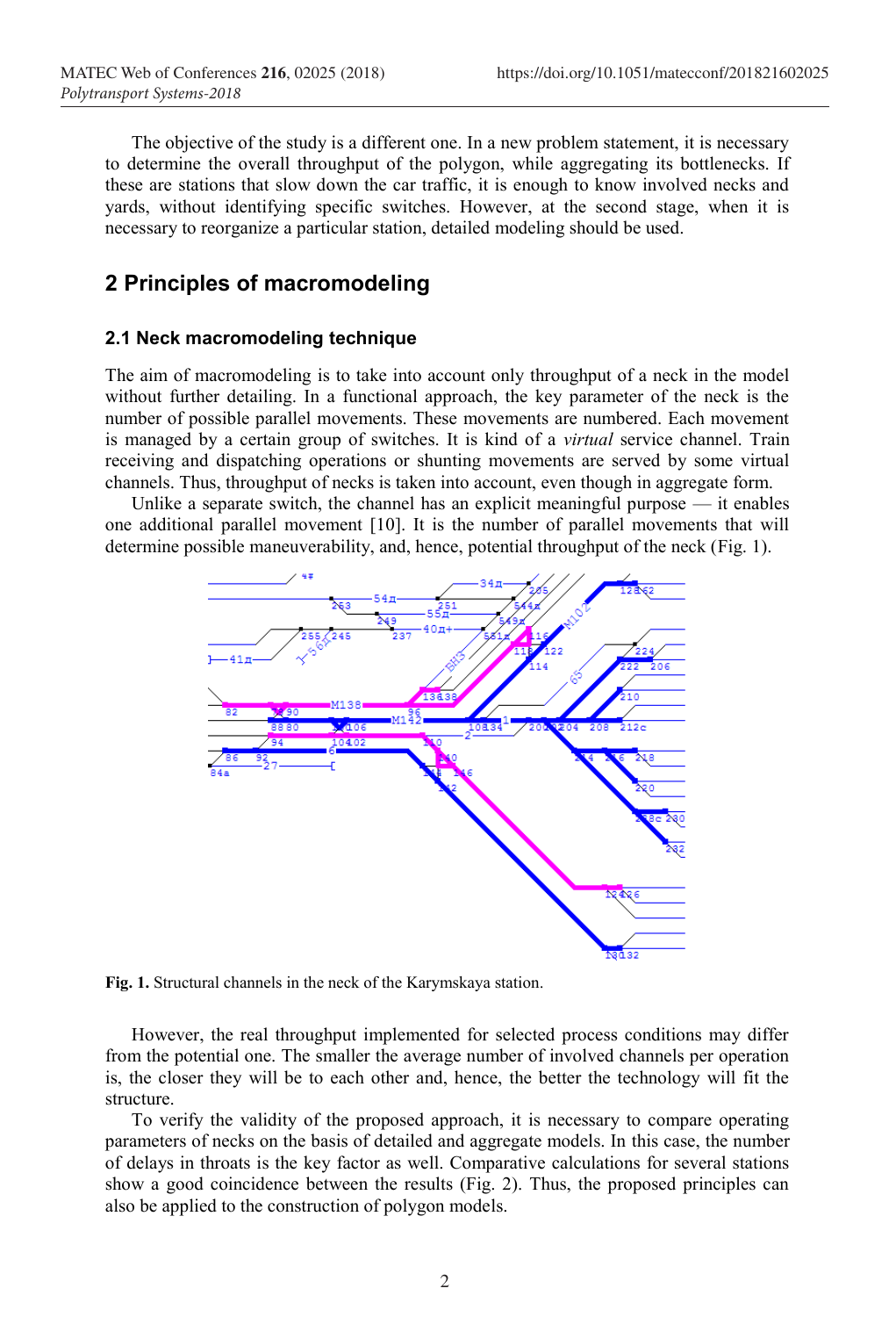The objective of the study is a different one. In a new problem statement, it is necessary to determine the overall throughput of the polygon, while aggregating its bottlenecks. If these are stations that slow down the car traffic, it is enough to know involved necks and yards, without identifying specific switches. However, at the second stage, when it is necessary to reorganize a particular station, detailed modeling should be used.

## 2 Principles of macromodeling

### 2.1 Neck macromodeling technique

The aim of macromodeling is to take into account only throughput of a neck in the model without further detailing. In a functional approach, the key parameter of the neck is the number of possible parallel movements. These movements are numbered. Each movement is managed by a certain group of switches. It is kind of a *virtual* service channel. Train receiving and dispatching operations or shunting movements are served by some virtual channels. Thus, throughput of necks is taken into account, even though in aggregate form.

Unlike a separate switch, the channel has an explicit meaningful purpose — it enables one additional parallel movement [10]. It is the number of parallel movements that will determine possible maneuverability, and, hence, potential throughput of the neck (Fig. 1).

**Fig. 1.** Structural channels in the neck of the Karymskaya station.

However, the real throughput implemented for selected process conditions may differ from the potential one. The smaller the average number of involved channels per operation is, the closer they will be to each other and, hence, the better the technology will fit the structure.

To verify the validity of the proposed approach, it is necessary to compare operating parameters of necks on the basis of detailed and aggregate models. In this case, the number of delays in throats is the key factor as well. Comparative calculations for several stations show a good coincidence between the results (Fig. 2). Thus, the proposed principles can also be applied to the construction of polygon models.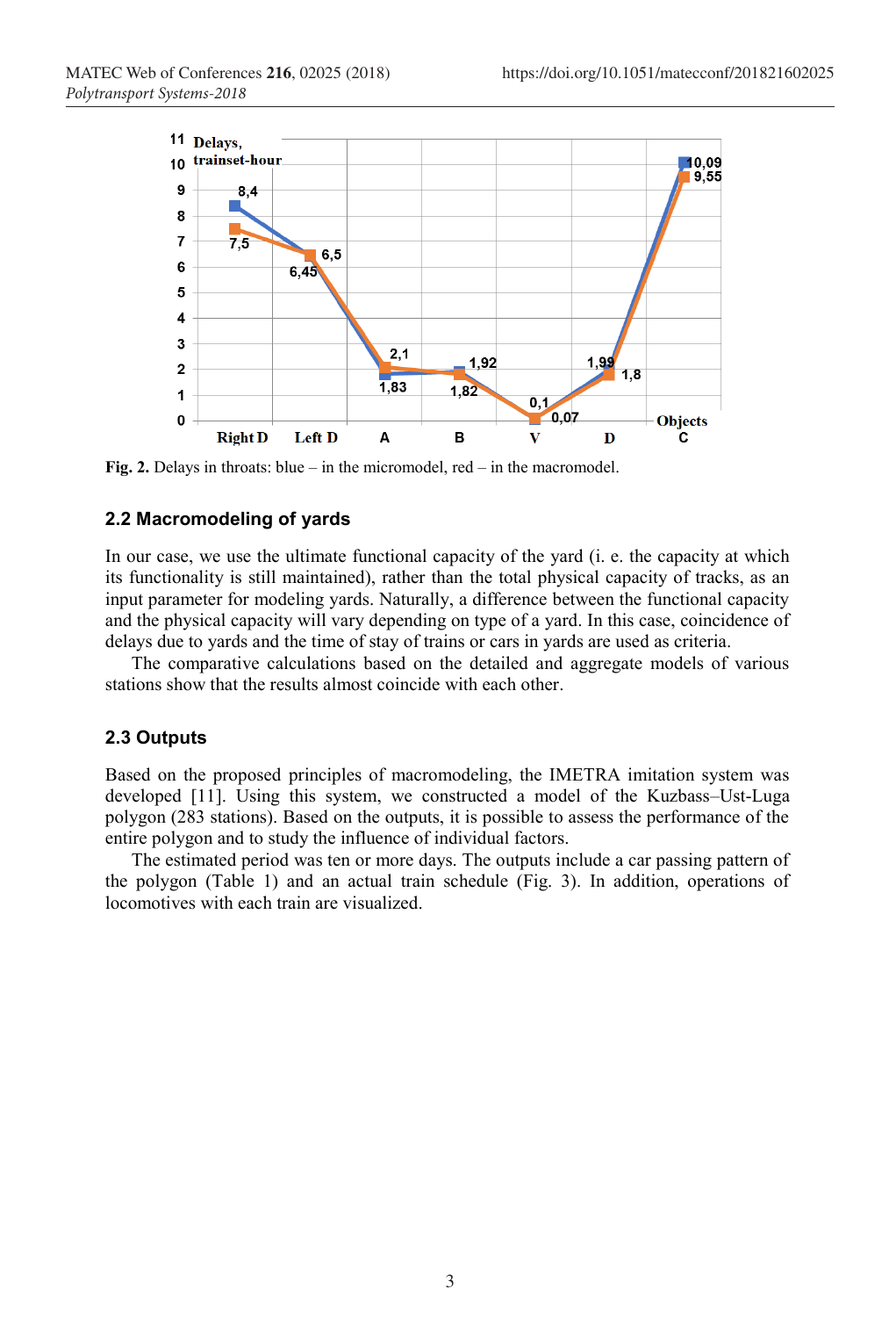**Fig. 2.** Delays in throats: blue – in the micromodel, red – in the macromodel.

## 2.2 Macromodeling of yards

In our case, we use the ultimate functional capacity of the yard (i. e. the capacity at which its functionality is still maintained), rather than the total physical capacity of tracks, as an input parameter for modeling yards. Naturally, a difference between the functional capacity and the physical capacity will vary depending on type of a yard. In this case, coincidence of delays due to yards and the time of stay of trains or cars in yards are used as criteria.

The comparative calculations based on the detailed and aggregate models of various stations show that the results almost coincide with each other.

## 2.3 Outputs

Based on the proposed principles of macromodeling, the IMETRA imitation system was developed [11]. Using this system, we constructed a model of the Kuzbass–Ust-Luga polygon (283 stations). Based on the outputs, it is possible to assess the performance of the entire polygon and to study the influence of individual factors.

The estimated period was ten or more days. The outputs include a car passing pattern of the polygon (Table 1) and an actual train schedule (Fig. 3). In addition, operations of locomotives with each train are visualized.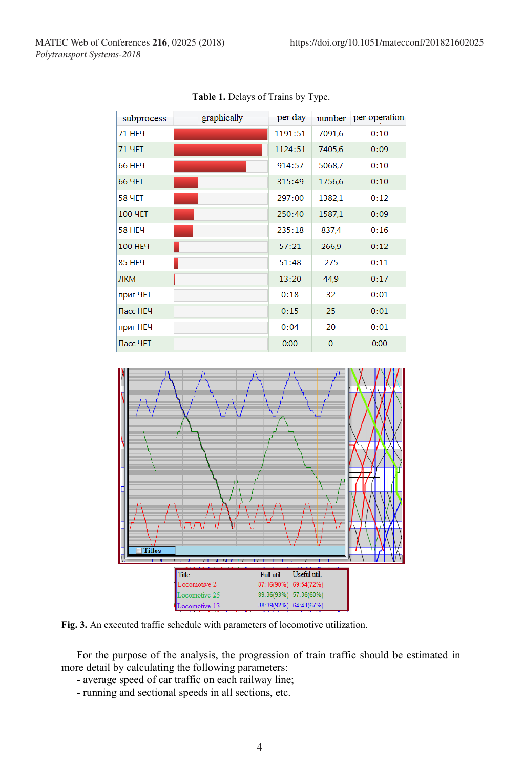**Table 1.** Delays of Trains by Type.

| subprocess | graphically | per day | number | per operation |
|---|---|---|---|---|
| 71 НЕЧ | | 1191:51 | 7091,6 | 0:10 |
| 71 ЧЕТ | | 1124:51 | 7405,6 | 0:09 |
| 66 НЕЧ | | 914:57 | 5068,7 | 0:10 |
| 66 ЧЕТ | | 315:49 | 1756,6 | 0:10 |
| 58 ЧЕТ | | 297:00 | 1382,1 | 0:12 |
| 100 ЧЕТ | | 250:40 | 1587,1 | 0:09 |
| 58 НЕЧ | | 235:18 | 837,4 | 0:16 |
| 100 НЕЧ | | 57:21 | 266,9 | 0:12 |
| 85 НЕЧ | | 51:48 | 275 | 0:11 |
| ЛКМ | | 13:20 | 44,9 | 0:17 |
| приг ЧЕТ | | 0:18 | 32 | 0:01 |
| Пасс НЕЧ | | 0:15 | 25 | 0:01 |
| приг НЕЧ | | 0:04 | 20 | 0:01 |
| Пасс ЧЕТ | | 0:00 | 0 | 0:00 |

| Title | Full util. | Useful util. |
|---|---|---|
| Locomotive 2 | 87:16(90%) | 69:54(72%) |
| Locomotive 25 | 89:36(93%) | 57:36(60%) |
| Locomotive 13 | 88:39(92%) | 64:41(67%) |

**Fig. 3.** An executed traffic schedule with parameters of locomotive utilization.

For the purpose of the analysis, the progression of train traffic should be estimated in more detail by calculating the following parameters:

- average speed of car traffic on each railway line;
- running and sectional speeds in all sections, etc.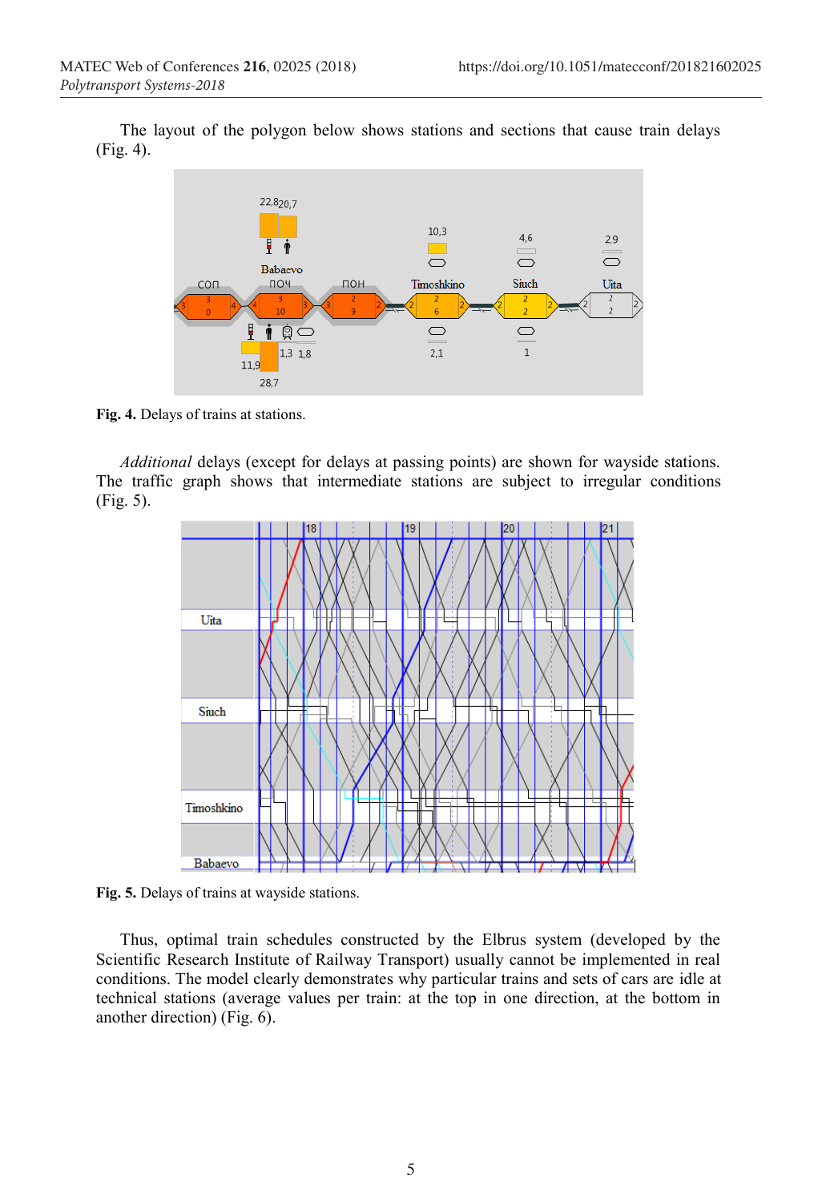The layout of the polygon below shows stations and sections that cause train delays (Fig. 4).

**Fig. 4.** Delays of trains at stations.

*Additional* delays (except for delays at passing points) are shown for wayside stations. The traffic graph shows that intermediate stations are subject to irregular conditions (Fig. 5).

**Fig. 5.** Delays of trains at wayside stations.

Thus, optimal train schedules constructed by the Elbrus system (developed by the Scientific Research Institute of Railway Transport) usually cannot be implemented in real conditions. The model clearly demonstrates why particular trains and sets of cars are idle at technical stations (average values per train: at the top in one direction, at the bottom in another direction) (Fig. 6).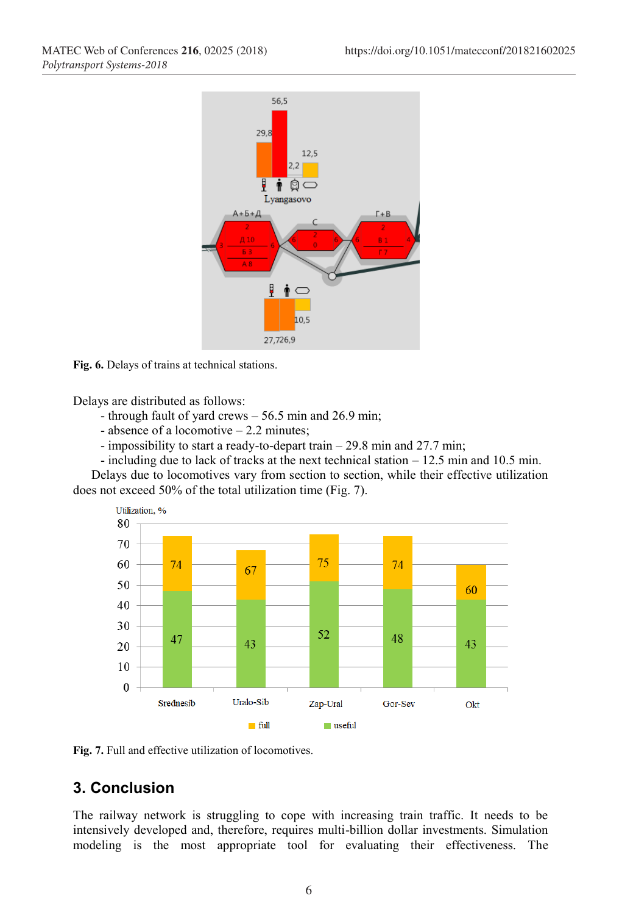**Fig. 6.** Delays of trains at technical stations.

Delays are distributed as follows:

- through fault of yard crews – 56.5 min and 26.9 min;
- absence of a locomotive – 2.2 minutes;
- impossibility to start a ready-to-depart train – 29.8 min and 27.7 min;
- including due to lack of tracks at the next technical station – 12.5 min and 10.5 min.

Delays due to locomotives vary from section to section, while their effective utilization does not exceed 50% of the total utilization time (Fig. 7).

**Fig. 7.** Full and effective utilization of locomotives.

## 3. Conclusion

The railway network is struggling to cope with increasing train traffic. It needs to be intensively developed and, therefore, requires multi-billion dollar investments. Simulation modeling is the most appropriate tool for evaluating their effectiveness. The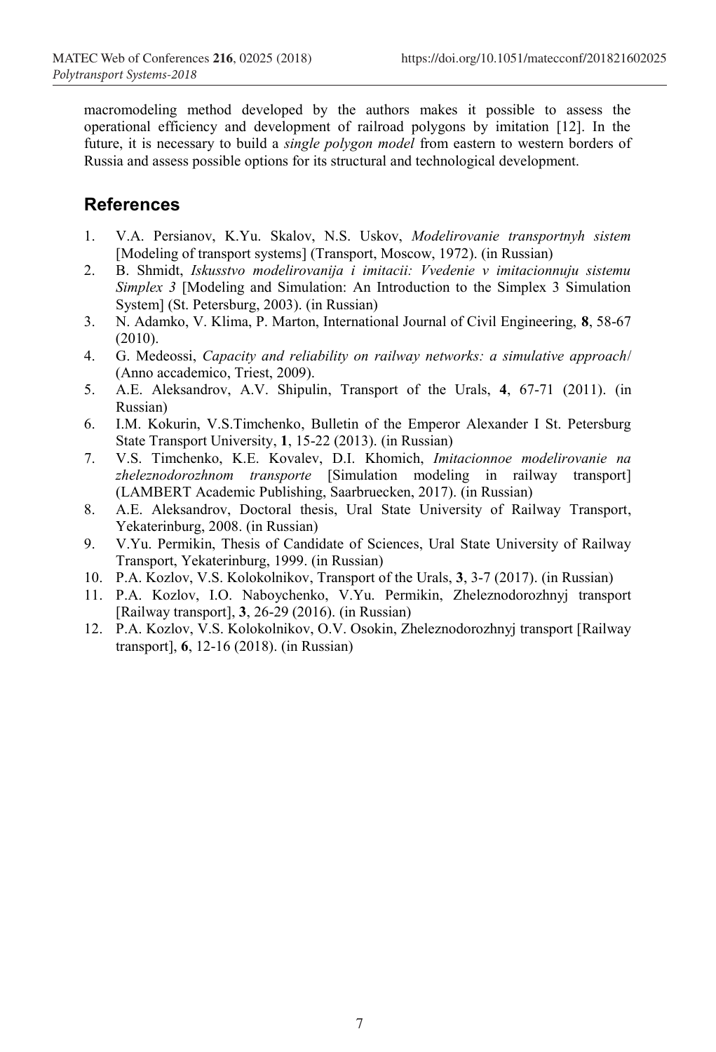macromodeling method developed by the authors makes it possible to assess the operational efficiency and development of railroad polygons by imitation [12]. In the future, it is necessary to build a *single polygon model* from eastern to western borders of Russia and assess possible options for its structural and technological development.

## References

1. V.A. Persianov, K.Yu. Skalov, N.S. Uskov, *Modelirovanie transportnyh sistem* [Modeling of transport systems] (Transport, Moscow, 1972). (in Russian)
2. B. Shmidt, *Iskusstvo modelirovanija i imitacii: Vvedenie v imitacionnuju sistemu Simplex 3* [Modeling and Simulation: An Introduction to the Simplex 3 Simulation System] (St. Petersburg, 2003). (in Russian)
3. N. Adamko, V. Klima, P. Marton, International Journal of Civil Engineering, **8**, 58-67 (2010).
4. G. Medeossi, *Capacity and reliability on railway networks: a simulative approach*/ (Anno accademico, Triest, 2009).
5. A.E. Aleksandrov, A.V. Shipulin, Transport of the Urals, **4**, 67-71 (2011). (in Russian)
6. I.M. Kokurin, V.S.Timchenko, Bulletin of the Emperor Alexander I St. Petersburg State Transport University, **1**, 15-22 (2013). (in Russian)
7. V.S. Timchenko, K.E. Kovalev, D.I. Khomich, *Imitacionnoe modelirovanie na zheleznodorozhnom transporte* [Simulation modeling in railway transport] (LAMBERT Academic Publishing, Saarbruecken, 2017). (in Russian)
8. A.E. Aleksandrov, Doctoral thesis, Ural State University of Railway Transport, Yekaterinburg, 2008. (in Russian)
9. V.Yu. Permikin, Thesis of Candidate of Sciences, Ural State University of Railway Transport, Yekaterinburg, 1999. (in Russian)
10. P.A. Kozlov, V.S. Kolokolnikov, Transport of the Urals, **3**, 3-7 (2017). (in Russian)
11. P.A. Kozlov, I.O. Naboychenko, V.Yu. Permikin, Zheleznodorozhnyj transport [Railway transport], **3**, 26-29 (2016). (in Russian)
12. P.A. Kozlov, V.S. Kolokolnikov, O.V. Osokin, Zheleznodorozhnyj transport [Railway transport], **6**, 12-16 (2018). (in Russian)